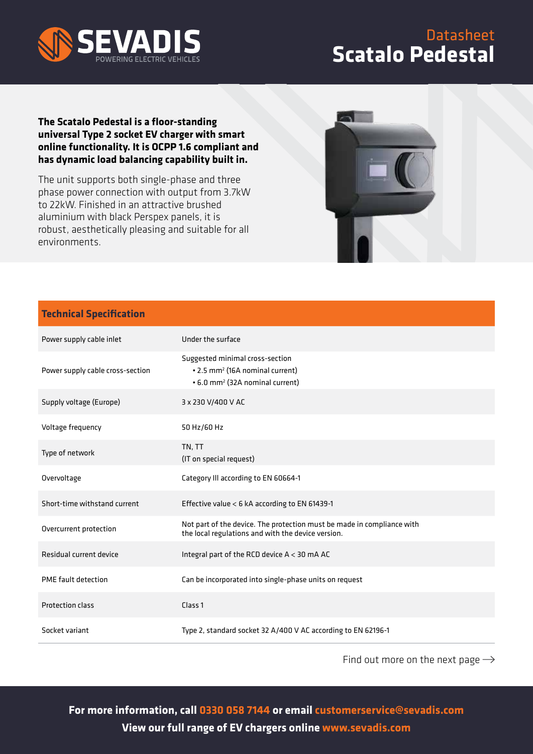SEVADIS
POWERING ELECTRIC VEHICLES

Datasheet

# Scatalo Pedestal

**The Scatalo Pedestal is a floor-standing universal Type 2 socket EV charger with smart online functionality. It is OCPP 1.6 compliant and has dynamic load balancing capability built in.**

The unit supports both single-phase and three phase power connection with output from 3.7kW to 22kW. Finished in an attractive brushed aluminium with black Perspex panels, it is robust, aesthetically pleasing and suitable for all environments.

## Technical Specification

| | |
|---|---|
| Power supply cable inlet | Under the surface |
| Power supply cable cross-section | Suggested minimal cross-section<br>• 2.5 mm² (16A nominal current)<br>• 6.0 mm² (32A nominal current) |
| Supply voltage (Europe) | 3 x 230 V/400 V AC |
| Voltage frequency | 50 Hz/60 Hz |
| Type of network | TN, TT<br>(IT on special request) |
| Overvoltage | Category III according to EN 60664-1 |
| Short-time withstand current | Effective value < 6 kA according to EN 61439-1 |
| Overcurrent protection | Not part of the device. The protection must be made in compliance with the local regulations and with the device version. |
| Residual current device | Integral part of the RCD device A < 30 mA AC |
| PME fault detection | Can be incorporated into single-phase units on request |
| Protection class | Class 1 |
| Socket variant | Type 2, standard socket 32 A/400 V AC according to EN 62196-1 |

Find out more on the next page →

**For more information, call 0330 058 7144 or email customerservice@sevadis.com**
**View our full range of EV chargers online www.sevadis.com**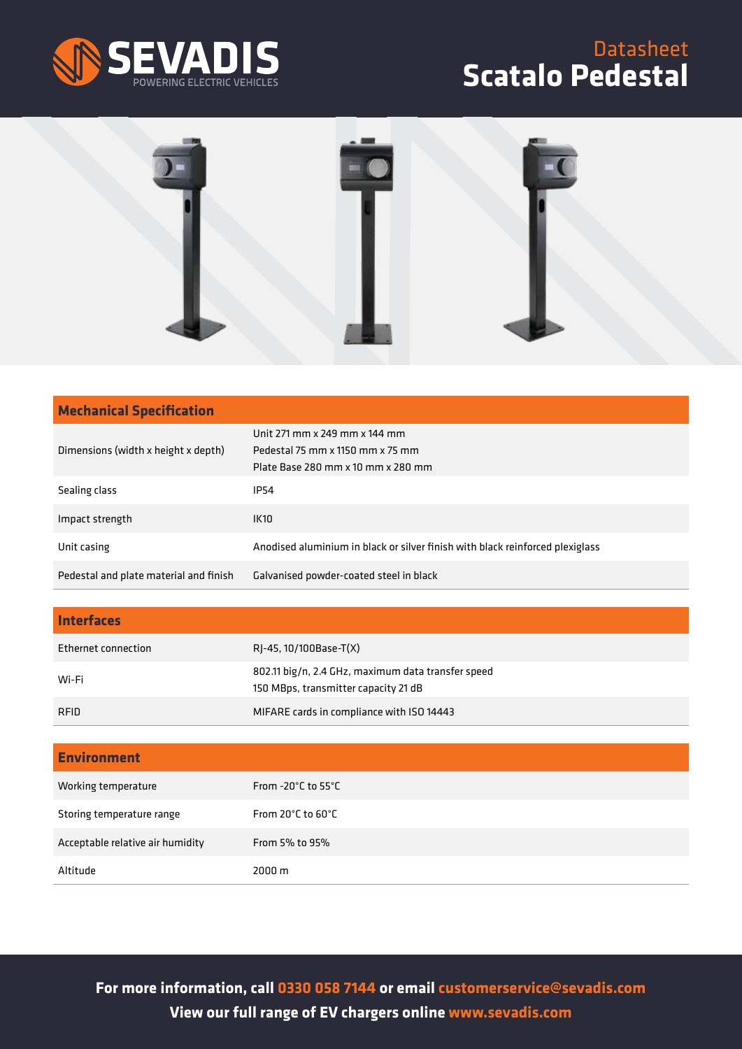Datasheet

# Scatalo Pedestal

## Mechanical Specification

| | |
|---|---|
| Dimensions (width x height x depth) | Unit 271 mm x 249 mm x 144 mm<br>Pedestal 75 mm x 1150 mm x 75 mm<br>Plate Base 280 mm x 10 mm x 280 mm |
| Sealing class | IP54 |
| Impact strength | IK10 |
| Unit casing | Anodised aluminium in black or silver finish with black reinforced plexiglass |
| Pedestal and plate material and finish | Galvanised powder-coated steel in black |

## Interfaces

| | |
|---|---|
| Ethernet connection | RJ-45, 10/100Base-T(X) |
| Wi-Fi | 802.11 big/n, 2.4 GHz, maximum data transfer speed<br>150 MBps, transmitter capacity 21 dB |
| RFID | MIFARE cards in compliance with ISO 14443 |

## Environment

| | |
|---|---|
| Working temperature | From -20°C to 55°C |
| Storing temperature range | From 20°C to 60°C |
| Acceptable relative air humidity | From 5% to 95% |
| Altitude | 2000 m |

**For more information, call 0330 058 7144 or email customerservice@sevadis.com**

**View our full range of EV chargers online www.sevadis.com**